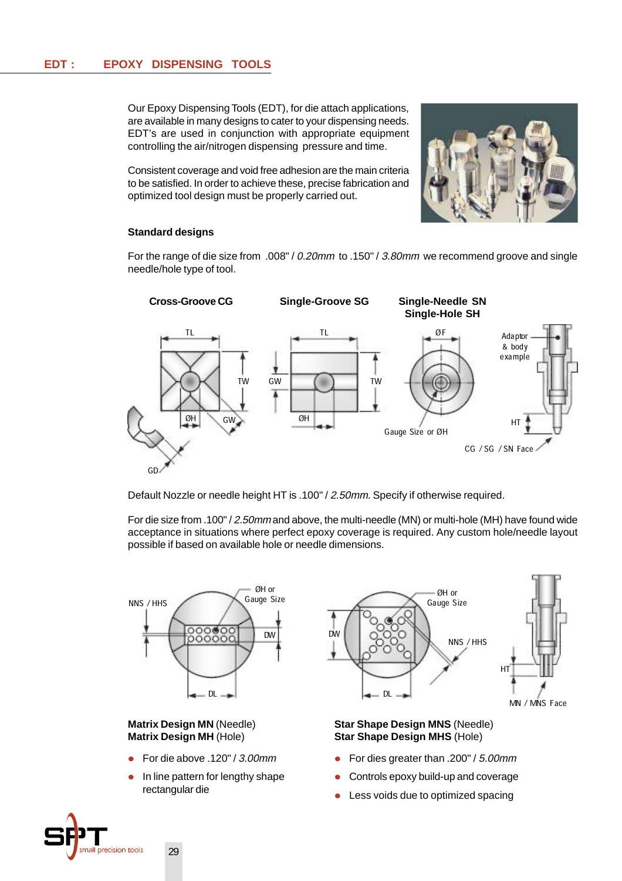## EDT : EPOXY DISPENSING TOOLS

Our Epoxy Dispensing Tools (EDT), for die attach applications, are available in many designs to cater to your dispensing needs. EDT's are used in conjunction with appropriate equipment controlling the air/nitrogen dispensing pressure and time.

Consistent coverage and void free adhesion are the main criteria to be satisfied. In order to achieve these, precise fabrication and optimized tool design must be properly carried out.

### Standard designs

For the range of die size from .008" / *0.20mm* to .150" / *3.80mm* we recommend groove and single needle/hole type of tool.

**Cross-Groove CG** **Single-Groove SG** **Single-Needle SN** **Single-Hole SH**

TL TW ØH GW GD TL GW TW ØH ØF Gauge Size or ØH Adaptor & body example HT CG / SG / SN Face

Default Nozzle or needle height HT is .100" / *2.50mm*. Specify if otherwise required.

For die size from .100" / *2.50mm* and above, the multi-needle (MN) or multi-hole (MH) have found wide acceptance in situations where perfect epoxy coverage is required. Any custom hole/needle layout possible if based on available hole or needle dimensions.

NNS / HHS ØH or Gauge Size DW DL DW ØH or Gauge Size NNS / HHS DL HT MN / MNS Face

**Matrix Design MN** (Needle)
**Matrix Design MH** (Hole)

- For die above .120" / *3.00mm*
- In line pattern for lengthy shape rectangular die

**Star Shape Design MNS** (Needle)
**Star Shape Design MHS** (Hole)

- For dies greater than .200" / *5.00mm*
- Controls epoxy build-up and coverage
- Less voids due to optimized spacing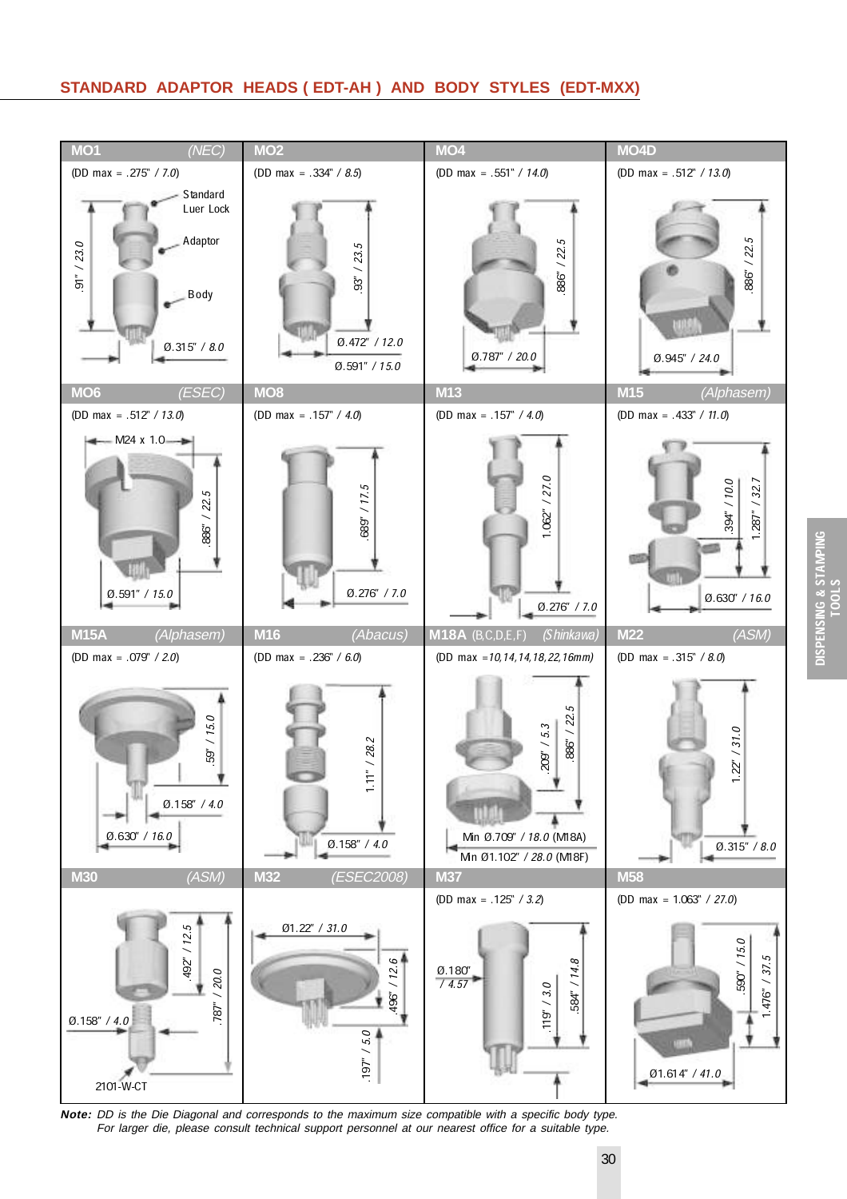## STANDARD ADAPTOR HEADS ( EDT-AH ) AND BODY STYLES (EDT-MXX)

### MO1 *(NEC)*
(DD max = .275" / *7.0*)

Standard Luer Lock
Adaptor
Body

.91" / *23.0*
Ø.315" / *8.0*

### MO2
(DD max = .334" / *8.5*)

.93" / *23.5*
Ø.472" / *12.0*
Ø.591" / *15.0*

### MO4
(DD max = .551" / *14.0*)

.886" / *22.5*
Ø.787" / *20.0*

### MO4D
(DD max = .512" / *13.0*)

.886" / *22.5*
Ø.945" / *24.0*

### MO6 *(ESEC)*
(DD max = .512" / *13.0*)

M24 x 1.0
.886" / *22.5*
Ø.591" / *15.0*

### MO8
(DD max = .157" / *4.0*)

.689" / *17.5*
Ø.276" / *7.0*

### M13
(DD max = .157" / *4.0*)

1.062" / *27.0*
Ø.276" / *7.0*

### M15 *(Alphasem)*
(DD max = .433" / *11.0*)

.394" / *10.0*
1.287" / *32.7*
Ø.630" / *16.0*

### M15A *(Alphasem)*
(DD max = .079" / *2.0*)

.59" / *15.0*
Ø.158" / *4.0*
Ø.630" / *16.0*

### M16 *(Abacus)*
(DD max = .236" / *6.0*)

1.11" / *28.2*
Ø.158" / *4.0*

### M18A (B,C,D,E,F) *(Shinkawa)*
(DD max = *10,14,14,18,22,16mm*)

.209" / *5.3*
.886" / *22.5*
Min Ø.709" / *18.0* (M18A)
Min Ø1.102" / *28.0* (M18F)

### M22 *(ASM)*
(DD max = .315" / *8.0*)

1.22" / *31.0*
Ø.315" / *8.0*

### M30 *(ASM)*

.492" / *12.5*
.787" / *20.0*
Ø.158" / *4.0*
2101-W-CT

### M32 *(ESEC2008)*

Ø1.22" / *31.0*
.496" / *12.6*
.197" / *5.0*

### M37
(DD max = .125" / *3.2*)

Ø.180" / *4.57*
.119" / *3.0*
.584" / *14.8*

### M58
(DD max = 1.063" / *27.0*)

.590" / *15.0*
1.476" / *37.5*
Ø1.614" / *41.0*

***Note:*** *DD is the Die Diagonal and corresponds to the maximum size compatible with a specific body type. For larger die, please consult technical support personnel at our nearest office for a suitable type.*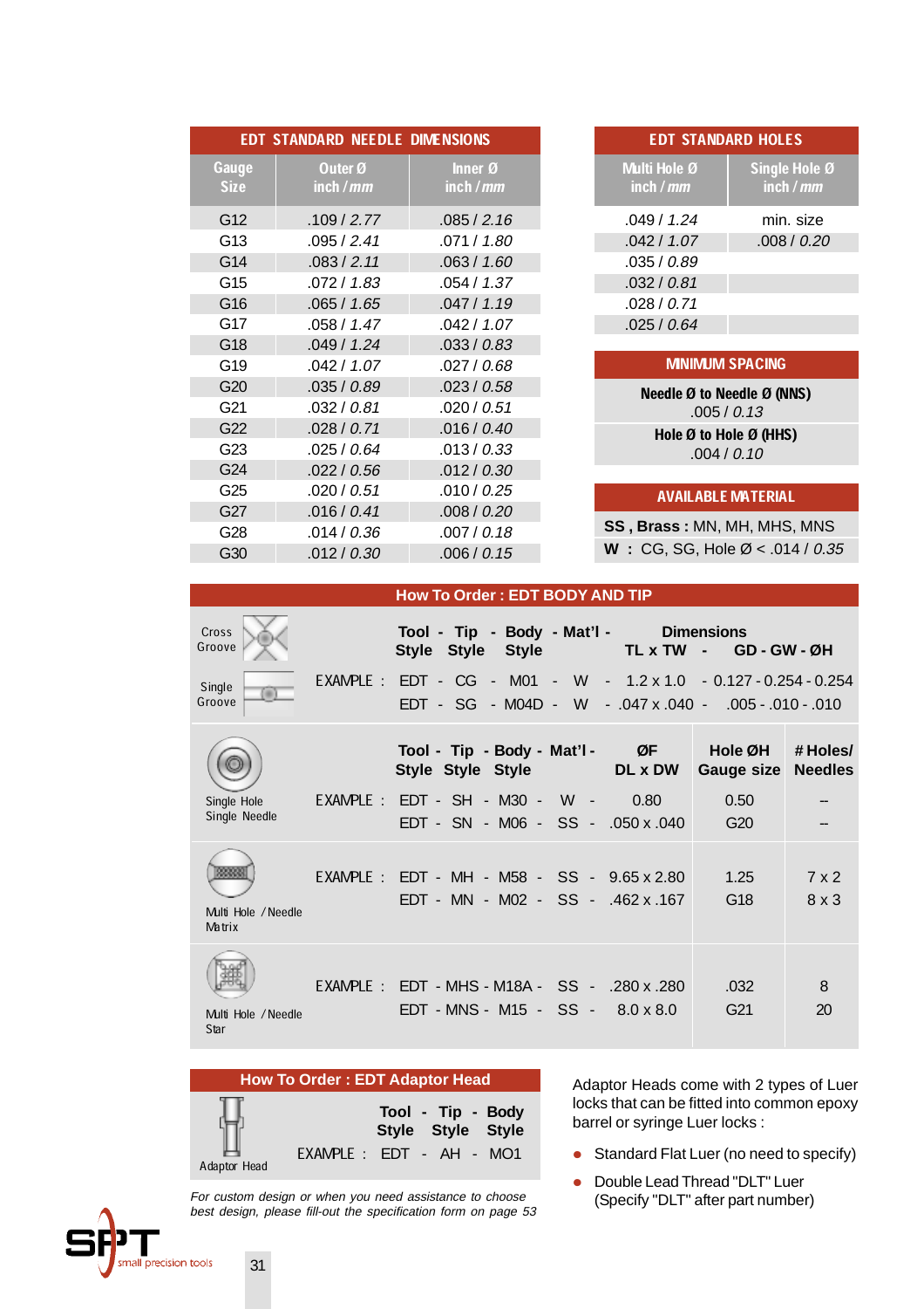## EDT STANDARD NEEDLE DIMENSIONS

| Gauge Size | Outer Ø inch / *mm* | Inner Ø inch / *mm* |
|---|---|---|
| G12 | .109 / *2.77* | .085 / *2.16* |
| G13 | .095 / *2.41* | .071 / *1.80* |
| G14 | .083 / *2.11* | .063 / *1.60* |
| G15 | .072 / *1.83* | .054 / *1.37* |
| G16 | .065 / *1.65* | .047 / *1.19* |
| G17 | .058 / *1.47* | .042 / *1.07* |
| G18 | .049 / *1.24* | .033 / *0.83* |
| G19 | .042 / *1.07* | .027 / *0.68* |
| G20 | .035 / *0.89* | .023 / *0.58* |
| G21 | .032 / *0.81* | .020 / *0.51* |
| G22 | .028 / *0.71* | .016 / *0.40* |
| G23 | .025 / *0.64* | .013 / *0.33* |
| G24 | .022 / *0.56* | .012 / *0.30* |
| G25 | .020 / *0.51* | .010 / *0.25* |
| G27 | .016 / *0.41* | .008 / *0.20* |
| G28 | .014 / *0.36* | .007 / *0.18* |
| G30 | .012 / *0.30* | .006 / *0.15* |

## EDT STANDARD HOLES

| Multi Hole Ø inch / *mm* | Single Hole Ø inch / *mm* |
|---|---|
| .049 / *1.24* | min. size |
| .042 / *1.07* | .008 / *0.20* |
| .035 / *0.89* | |
| .032 / *0.81* | |
| .028 / *0.71* | |
| .025 / *0.64* | |

## MINIMUM SPACING

**Needle Ø to Needle Ø (NNS)**
.005 / *0.13*

**Hole Ø to Hole Ø (HHS)**
.004 / *0.10*

## AVAILABLE MATERIAL

**SS , Brass :** MN, MH, MHS, MNS
**W :** CG, SG, Hole Ø < .014 / *0.35*

## How To Order : EDT BODY AND TIP

Cross Groove / Single Groove

| | Tool Style | Tip Style | Body Style | Mat'l | Dimensions TL x TW - GD - GW - ØH |
|---|---|---|---|---|---|
| EXAMPLE : | EDT | CG | M01 | W | 1.2 x 1.0 - 0.127 - 0.254 - 0.254 |
| | EDT | SG | M04D | W | .047 x .040 - .005 - .010 - .010 |

Single Hole Single Needle / Multi Hole / Needle Matrix / Multi Hole / Needle Star

| | Tool Style | Tip Style | Body Style | Mat'l | ØF DL x DW | Hole ØH Gauge size | # Holes/ Needles |
|---|---|---|---|---|---|---|---|
| EXAMPLE : | EDT | SH | M30 | W | 0.80 | 0.50 | -- |
| | EDT | SN | M06 | SS | .050 x .040 | G20 | -- |
| EXAMPLE : | EDT | MH | M58 | SS | 9.65 x 2.80 | 1.25 | 7 x 2 |
| | EDT | MN | M02 | SS | .462 x .167 | G18 | 8 x 3 |
| EXAMPLE : | EDT | MHS | M18A | SS | .280 x .280 | .032 | 8 |
| | EDT | MNS | M15 | SS | 8.0 x 8.0 | G21 | 20 |

## How To Order : EDT Adaptor Head

Adaptor Head

| | Tool Style | Tip Style | Body Style |
|---|---|---|---|
| EXAMPLE : | EDT | AH | MO1 |

*For custom design or when you need assistance to choose best design, please fill-out the specification form on page 53*

Adaptor Heads come with 2 types of Luer locks that can be fitted into common epoxy barrel or syringe Luer locks :

- Standard Flat Luer (no need to specify)
- Double Lead Thread "DLT" Luer (Specify "DLT" after part number)

SPT small precision tools